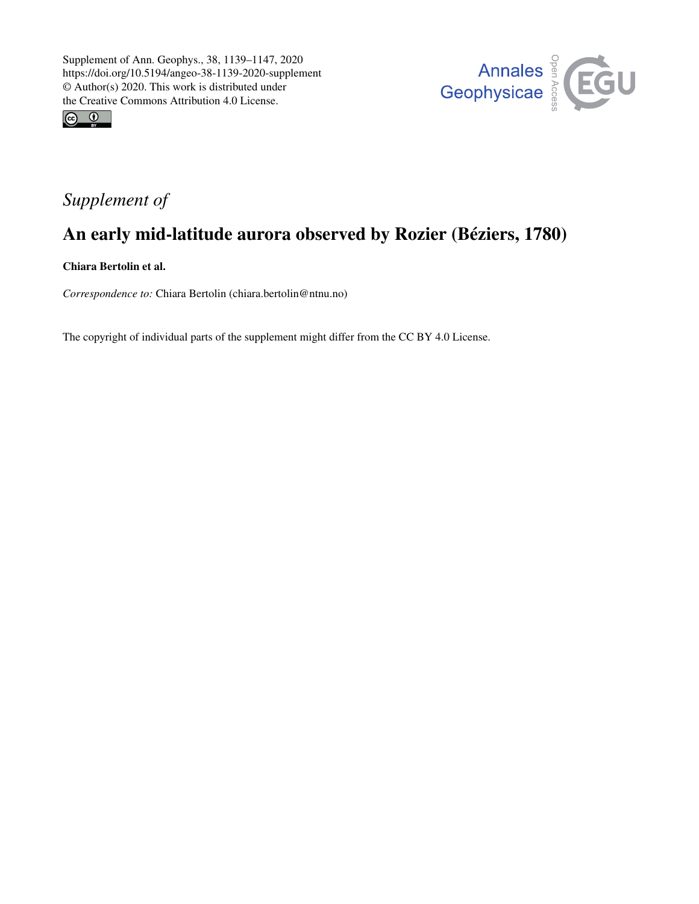Supplement of Ann. Geophys., 38, 1139–1147, 2020
https://doi.org/10.5194/angeo-38-1139-2020-supplement
© Author(s) 2020. This work is distributed under
the Creative Commons Attribution 4.0 License.

*Supplement of*

# An early mid-latitude aurora observed by Rozier (Béziers, 1780)

**Chiara Bertolin et al.**

*Correspondence to:* Chiara Bertolin (chiara.bertolin@ntnu.no)

The copyright of individual parts of the supplement might differ from the CC BY 4.0 License.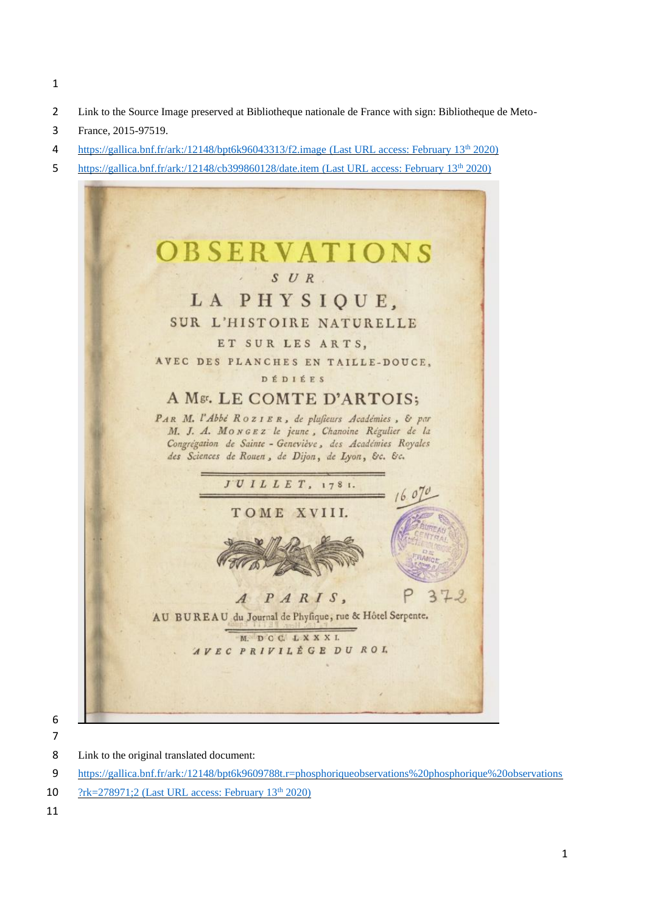Link to the Source Image preserved at Bibliotheque nationale de France with sign: Bibliotheque de Meto-France, 2015-97519.

https://gallica.bnf.fr/ark:/12148/bpt6k96043313/f2.image (Last URL access: February 13th 2020)

https://gallica.bnf.fr/ark:/12148/cb399860128/date.item (Last URL access: February 13th 2020)

# OBSERVATIONS

*SUR*

## LA PHYSIQUE,

### SUR L'HISTOIRE NATURELLE ET SUR LES ARTS,

AVEC DES PLANCHES EN TAILLE-DOUCE, DÉDIÉES

### A Mgr. LE COMTE D'ARTOIS;

*Par M. l'Abbé* ROZIER, *de plusieurs Académies, & par M. J. A.* MONGEZ *le jeune, Chanoine Régulier de la Congrégation de Sainte-Geneviève, des Académies Royales des Sciences de Rouen, de Dijon, de Lyon, &c. &c.*

*JUILLET*, 1781.

16 070

TOME XVIII.

BUREAU CENTRAL MÉTÉOROLOGIQUE DE FRANCE

*A PARIS*,

P 372

AU BUREAU du Journal de Physique, rue & Hôtel Serpente.

M. DCC. LXXXI.

*AVEC PRIVILÈGE DU ROI.*

Link to the original translated document:

https://gallica.bnf.fr/ark:/12148/bpt6k9609788t.r=phosphoriqueobservations%20phosphorique%20observations?rk=278971;2 (Last URL access: February 13th 2020)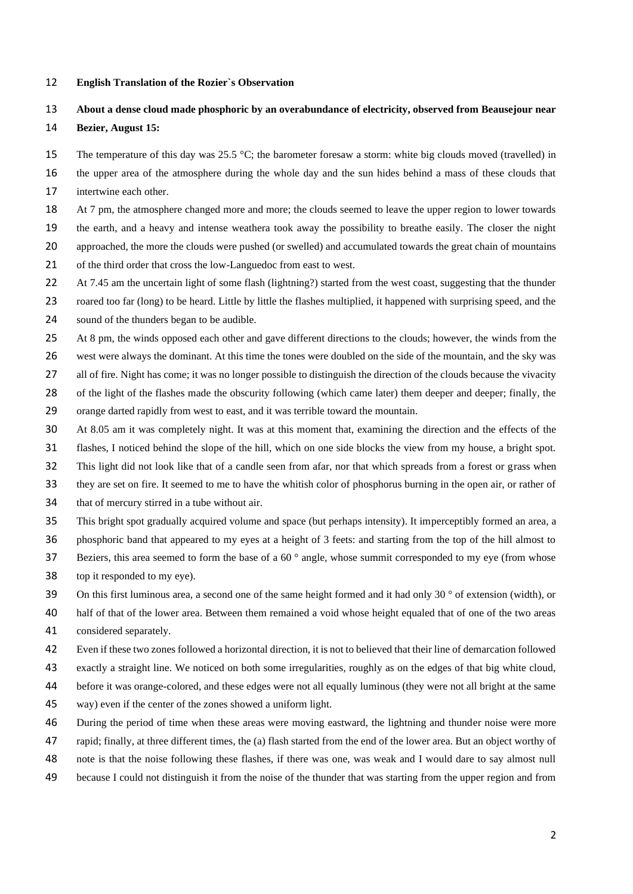**English Translation of the Rozier`s Observation**

**About a dense cloud made phosphoric by an overabundance of electricity, observed from Beausejour near Bezier, August 15:**

The temperature of this day was 25.5 °C; the barometer foresaw a storm: white big clouds moved (travelled) in the upper area of the atmosphere during the whole day and the sun hides behind a mass of these clouds that intertwine each other.

At 7 pm, the atmosphere changed more and more; the clouds seemed to leave the upper region to lower towards the earth, and a heavy and intense weathera took away the possibility to breathe easily. The closer the night approached, the more the clouds were pushed (or swelled) and accumulated towards the great chain of mountains of the third order that cross the low-Languedoc from east to west.

At 7.45 am the uncertain light of some flash (lightning?) started from the west coast, suggesting that the thunder roared too far (long) to be heard. Little by little the flashes multiplied, it happened with surprising speed, and the sound of the thunders began to be audible.

At 8 pm, the winds opposed each other and gave different directions to the clouds; however, the winds from the west were always the dominant. At this time the tones were doubled on the side of the mountain, and the sky was all of fire. Night has come; it was no longer possible to distinguish the direction of the clouds because the vivacity of the light of the flashes made the obscurity following (which came later) them deeper and deeper; finally, the orange darted rapidly from west to east, and it was terrible toward the mountain.

At 8.05 am it was completely night. It was at this moment that, examining the direction and the effects of the flashes, I noticed behind the slope of the hill, which on one side blocks the view from my house, a bright spot. This light did not look like that of a candle seen from afar, nor that which spreads from a forest or grass when they are set on fire. It seemed to me to have the whitish color of phosphorus burning in the open air, or rather of that of mercury stirred in a tube without air.

This bright spot gradually acquired volume and space (but perhaps intensity). It imperceptibly formed an area, a phosphoric band that appeared to my eyes at a height of 3 feets: and starting from the top of the hill almost to Beziers, this area seemed to form the base of a 60 ° angle, whose summit corresponded to my eye (from whose top it responded to my eye).

On this first luminous area, a second one of the same height formed and it had only 30 ° of extension (width), or half of that of the lower area. Between them remained a void whose height equaled that of one of the two areas considered separately.

Even if these two zones followed a horizontal direction, it is not to believed that their line of demarcation followed exactly a straight line. We noticed on both some irregularities, roughly as on the edges of that big white cloud, before it was orange-colored, and these edges were not all equally luminous (they were not all bright at the same way) even if the center of the zones showed a uniform light.

During the period of time when these areas were moving eastward, the lightning and thunder noise were more rapid; finally, at three different times, the (a) flash started from the end of the lower area. But an object worthy of note is that the noise following these flashes, if there was one, was weak and I would dare to say almost null because I could not distinguish it from the noise of the thunder that was starting from the upper region and from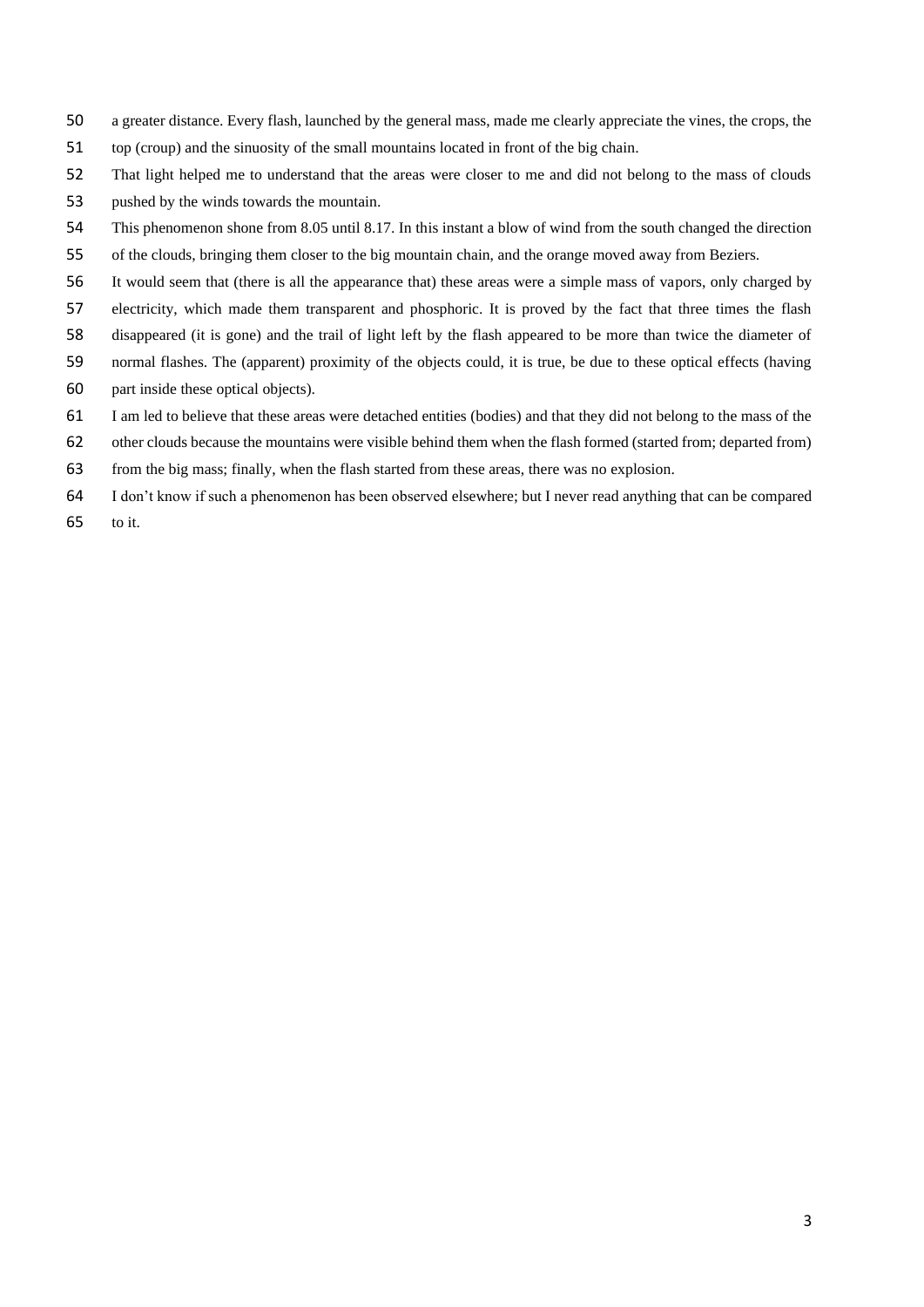a greater distance. Every flash, launched by the general mass, made me clearly appreciate the vines, the crops, the top (croup) and the sinuosity of the small mountains located in front of the big chain.

That light helped me to understand that the areas were closer to me and did not belong to the mass of clouds pushed by the winds towards the mountain.

This phenomenon shone from 8.05 until 8.17. In this instant a blow of wind from the south changed the direction of the clouds, bringing them closer to the big mountain chain, and the orange moved away from Beziers.

It would seem that (there is all the appearance that) these areas were a simple mass of vapors, only charged by electricity, which made them transparent and phosphoric. It is proved by the fact that three times the flash disappeared (it is gone) and the trail of light left by the flash appeared to be more than twice the diameter of normal flashes. The (apparent) proximity of the objects could, it is true, be due to these optical effects (having part inside these optical objects).

I am led to believe that these areas were detached entities (bodies) and that they did not belong to the mass of the other clouds because the mountains were visible behind them when the flash formed (started from; departed from) from the big mass; finally, when the flash started from these areas, there was no explosion.

I don't know if such a phenomenon has been observed elsewhere; but I never read anything that can be compared to it.